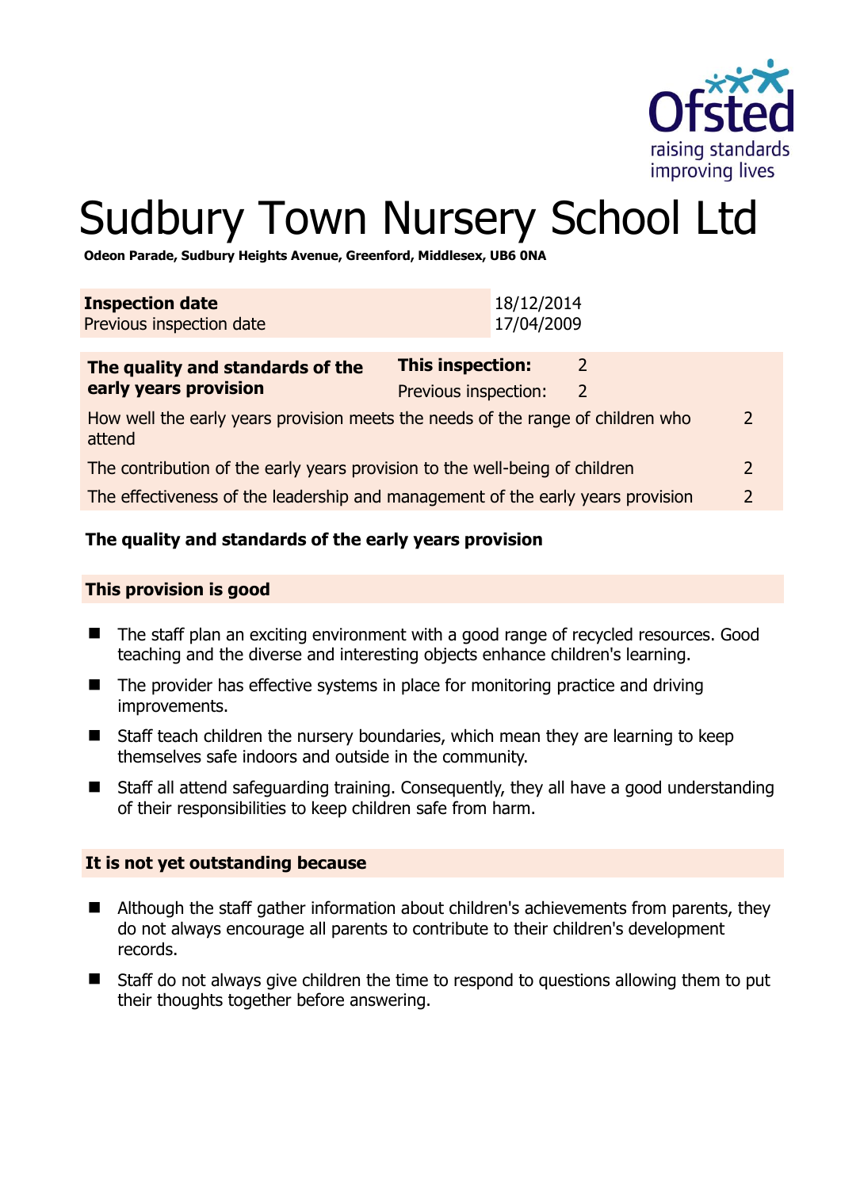# Sudbury Town Nursery School Ltd

**Odeon Parade, Sudbury Heights Avenue, Greenford, Middlesex, UB6 0NA**

| | |
|---|---|
| **Inspection date** | 18/12/2014 |
| Previous inspection date | 17/04/2009 |

| | | |
|---|---|---|
| **The quality and standards of the early years provision** | **This inspection:** | 2 |
| | Previous inspection: | 2 |
| How well the early years provision meets the needs of the range of children who attend | | 2 |
| The contribution of the early years provision to the well-being of children | | 2 |
| The effectiveness of the leadership and management of the early years provision | | 2 |

## The quality and standards of the early years provision

### This provision is good

- The staff plan an exciting environment with a good range of recycled resources. Good teaching and the diverse and interesting objects enhance children's learning.
- The provider has effective systems in place for monitoring practice and driving improvements.
- Staff teach children the nursery boundaries, which mean they are learning to keep themselves safe indoors and outside in the community.
- Staff all attend safeguarding training. Consequently, they all have a good understanding of their responsibilities to keep children safe from harm.

### It is not yet outstanding because

- Although the staff gather information about children's achievements from parents, they do not always encourage all parents to contribute to their children's development records.
- Staff do not always give children the time to respond to questions allowing them to put their thoughts together before answering.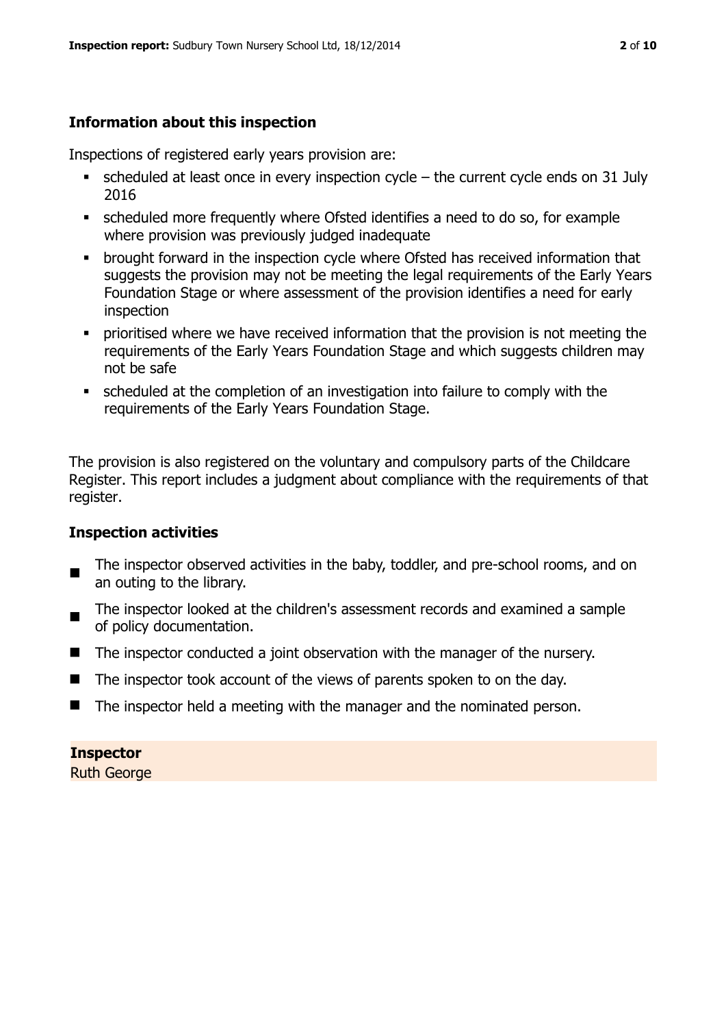## Information about this inspection

Inspections of registered early years provision are:

- scheduled at least once in every inspection cycle – the current cycle ends on 31 July 2016
- scheduled more frequently where Ofsted identifies a need to do so, for example where provision was previously judged inadequate
- brought forward in the inspection cycle where Ofsted has received information that suggests the provision may not be meeting the legal requirements of the Early Years Foundation Stage or where assessment of the provision identifies a need for early inspection
- prioritised where we have received information that the provision is not meeting the requirements of the Early Years Foundation Stage and which suggests children may not be safe
- scheduled at the completion of an investigation into failure to comply with the requirements of the Early Years Foundation Stage.

The provision is also registered on the voluntary and compulsory parts of the Childcare Register. This report includes a judgment about compliance with the requirements of that register.

## Inspection activities

- The inspector observed activities in the baby, toddler, and pre-school rooms, and on an outing to the library.
- The inspector looked at the children's assessment records and examined a sample of policy documentation.
- The inspector conducted a joint observation with the manager of the nursery.
- The inspector took account of the views of parents spoken to on the day.
- The inspector held a meeting with the manager and the nominated person.

**Inspector**

Ruth George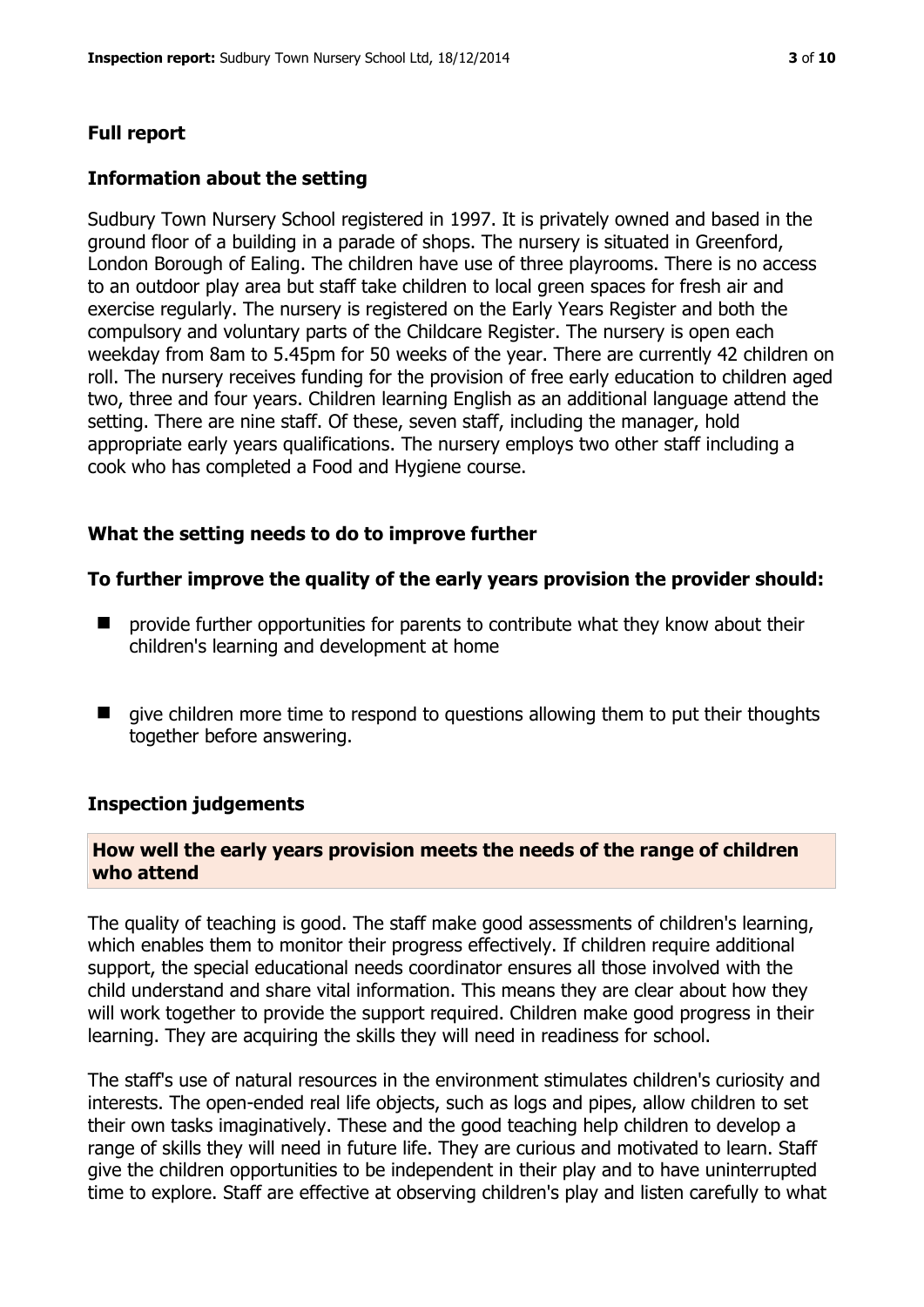## Full report

### Information about the setting

Sudbury Town Nursery School registered in 1997. It is privately owned and based in the ground floor of a building in a parade of shops. The nursery is situated in Greenford, London Borough of Ealing. The children have use of three playrooms. There is no access to an outdoor play area but staff take children to local green spaces for fresh air and exercise regularly. The nursery is registered on the Early Years Register and both the compulsory and voluntary parts of the Childcare Register. The nursery is open each weekday from 8am to 5.45pm for 50 weeks of the year. There are currently 42 children on roll. The nursery receives funding for the provision of free early education to children aged two, three and four years. Children learning English as an additional language attend the setting. There are nine staff. Of these, seven staff, including the manager, hold appropriate early years qualifications. The nursery employs two other staff including a cook who has completed a Food and Hygiene course.

### What the setting needs to do to improve further

**To further improve the quality of the early years provision the provider should:**

- provide further opportunities for parents to contribute what they know about their children's learning and development at home
- give children more time to respond to questions allowing them to put their thoughts together before answering.

### Inspection judgements

**How well the early years provision meets the needs of the range of children who attend**

The quality of teaching is good. The staff make good assessments of children's learning, which enables them to monitor their progress effectively. If children require additional support, the special educational needs coordinator ensures all those involved with the child understand and share vital information. This means they are clear about how they will work together to provide the support required. Children make good progress in their learning. They are acquiring the skills they will need in readiness for school.

The staff's use of natural resources in the environment stimulates children's curiosity and interests. The open-ended real life objects, such as logs and pipes, allow children to set their own tasks imaginatively. These and the good teaching help children to develop a range of skills they will need in future life. They are curious and motivated to learn. Staff give the children opportunities to be independent in their play and to have uninterrupted time to explore. Staff are effective at observing children's play and listen carefully to what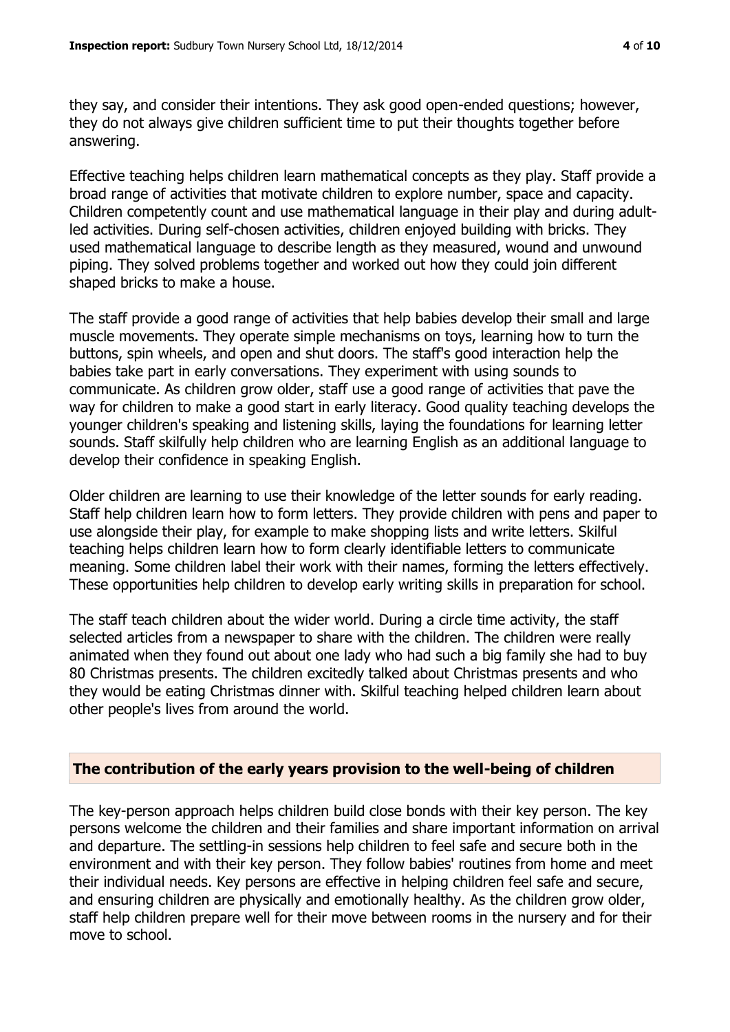they say, and consider their intentions. They ask good open-ended questions; however, they do not always give children sufficient time to put their thoughts together before answering.

Effective teaching helps children learn mathematical concepts as they play. Staff provide a broad range of activities that motivate children to explore number, space and capacity. Children competently count and use mathematical language in their play and during adult-led activities. During self-chosen activities, children enjoyed building with bricks. They used mathematical language to describe length as they measured, wound and unwound piping. They solved problems together and worked out how they could join different shaped bricks to make a house.

The staff provide a good range of activities that help babies develop their small and large muscle movements. They operate simple mechanisms on toys, learning how to turn the buttons, spin wheels, and open and shut doors. The staff's good interaction help the babies take part in early conversations. They experiment with using sounds to communicate. As children grow older, staff use a good range of activities that pave the way for children to make a good start in early literacy. Good quality teaching develops the younger children's speaking and listening skills, laying the foundations for learning letter sounds. Staff skilfully help children who are learning English as an additional language to develop their confidence in speaking English.

Older children are learning to use their knowledge of the letter sounds for early reading. Staff help children learn how to form letters. They provide children with pens and paper to use alongside their play, for example to make shopping lists and write letters. Skilful teaching helps children learn how to form clearly identifiable letters to communicate meaning. Some children label their work with their names, forming the letters effectively. These opportunities help children to develop early writing skills in preparation for school.

The staff teach children about the wider world. During a circle time activity, the staff selected articles from a newspaper to share with the children. The children were really animated when they found out about one lady who had such a big family she had to buy 80 Christmas presents. The children excitedly talked about Christmas presents and who they would be eating Christmas dinner with. Skilful teaching helped children learn about other people's lives from around the world.

## The contribution of the early years provision to the well-being of children

The key-person approach helps children build close bonds with their key person. The key persons welcome the children and their families and share important information on arrival and departure. The settling-in sessions help children to feel safe and secure both in the environment and with their key person. They follow babies' routines from home and meet their individual needs. Key persons are effective in helping children feel safe and secure, and ensuring children are physically and emotionally healthy. As the children grow older, staff help children prepare well for their move between rooms in the nursery and for their move to school.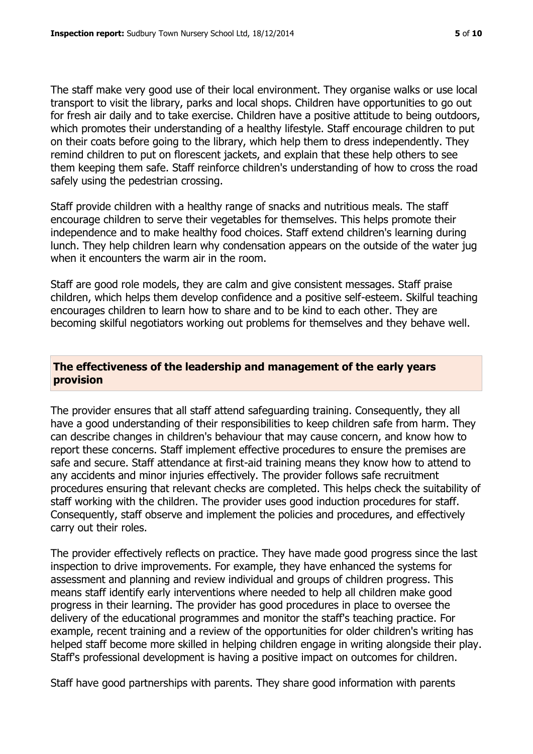The staff make very good use of their local environment. They organise walks or use local transport to visit the library, parks and local shops. Children have opportunities to go out for fresh air daily and to take exercise. Children have a positive attitude to being outdoors, which promotes their understanding of a healthy lifestyle. Staff encourage children to put on their coats before going to the library, which help them to dress independently. They remind children to put on florescent jackets, and explain that these help others to see them keeping them safe. Staff reinforce children's understanding of how to cross the road safely using the pedestrian crossing.

Staff provide children with a healthy range of snacks and nutritious meals. The staff encourage children to serve their vegetables for themselves. This helps promote their independence and to make healthy food choices. Staff extend children's learning during lunch. They help children learn why condensation appears on the outside of the water jug when it encounters the warm air in the room.

Staff are good role models, they are calm and give consistent messages. Staff praise children, which helps them develop confidence and a positive self-esteem. Skilful teaching encourages children to learn how to share and to be kind to each other. They are becoming skilful negotiators working out problems for themselves and they behave well.

## The effectiveness of the leadership and management of the early years provision

The provider ensures that all staff attend safeguarding training. Consequently, they all have a good understanding of their responsibilities to keep children safe from harm. They can describe changes in children's behaviour that may cause concern, and know how to report these concerns. Staff implement effective procedures to ensure the premises are safe and secure. Staff attendance at first-aid training means they know how to attend to any accidents and minor injuries effectively. The provider follows safe recruitment procedures ensuring that relevant checks are completed. This helps check the suitability of staff working with the children. The provider uses good induction procedures for staff. Consequently, staff observe and implement the policies and procedures, and effectively carry out their roles.

The provider effectively reflects on practice. They have made good progress since the last inspection to drive improvements. For example, they have enhanced the systems for assessment and planning and review individual and groups of children progress. This means staff identify early interventions where needed to help all children make good progress in their learning. The provider has good procedures in place to oversee the delivery of the educational programmes and monitor the staff's teaching practice. For example, recent training and a review of the opportunities for older children's writing has helped staff become more skilled in helping children engage in writing alongside their play. Staff's professional development is having a positive impact on outcomes for children.

Staff have good partnerships with parents. They share good information with parents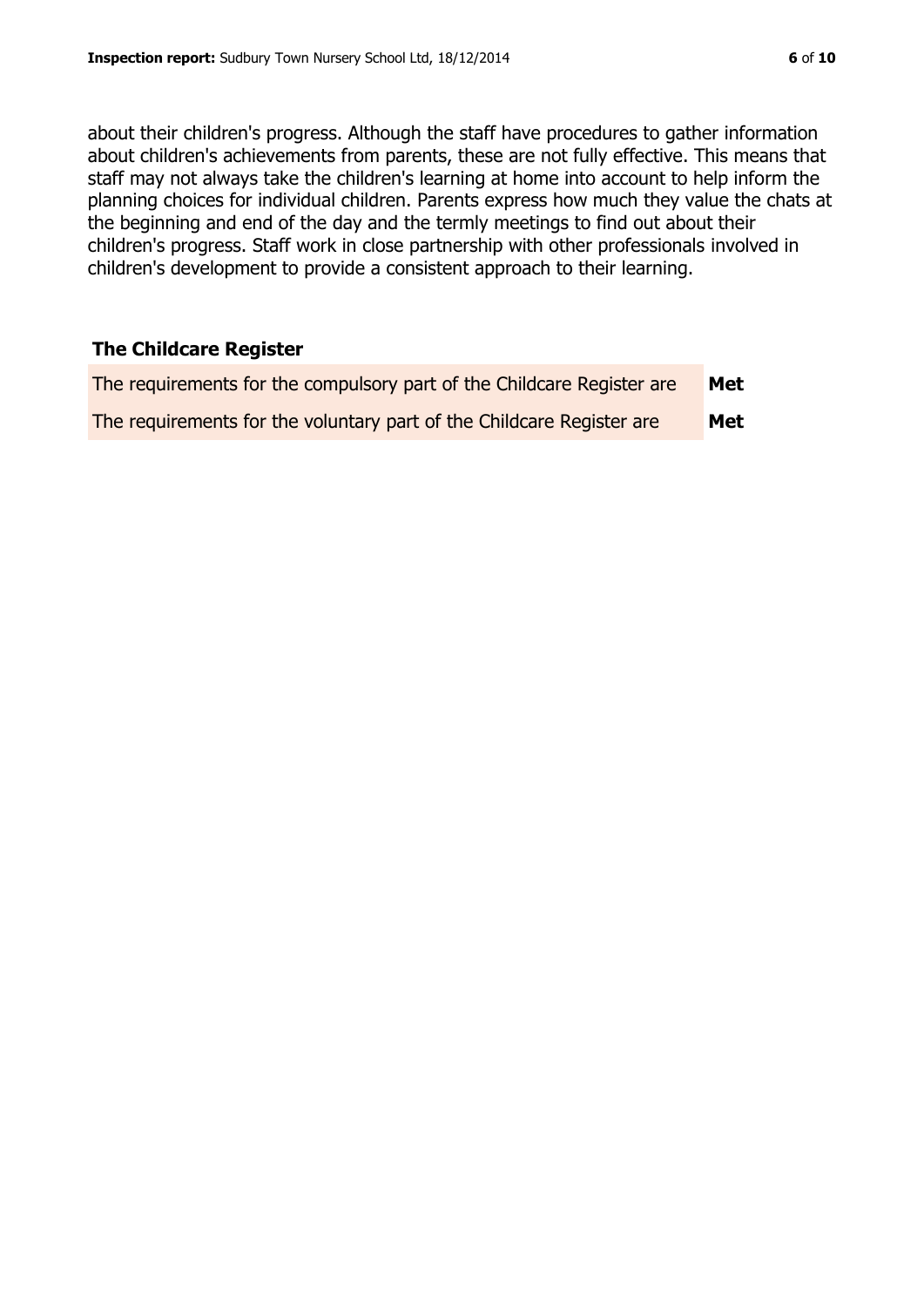about their children's progress. Although the staff have procedures to gather information about children's achievements from parents, these are not fully effective. This means that staff may not always take the children's learning at home into account to help inform the planning choices for individual children. Parents express how much they value the chats at the beginning and end of the day and the termly meetings to find out about their children's progress. Staff work in close partnership with other professionals involved in children's development to provide a consistent approach to their learning.

## The Childcare Register

| | |
|---|---|
| The requirements for the compulsory part of the Childcare Register are | **Met** |
| The requirements for the voluntary part of the Childcare Register are | **Met** |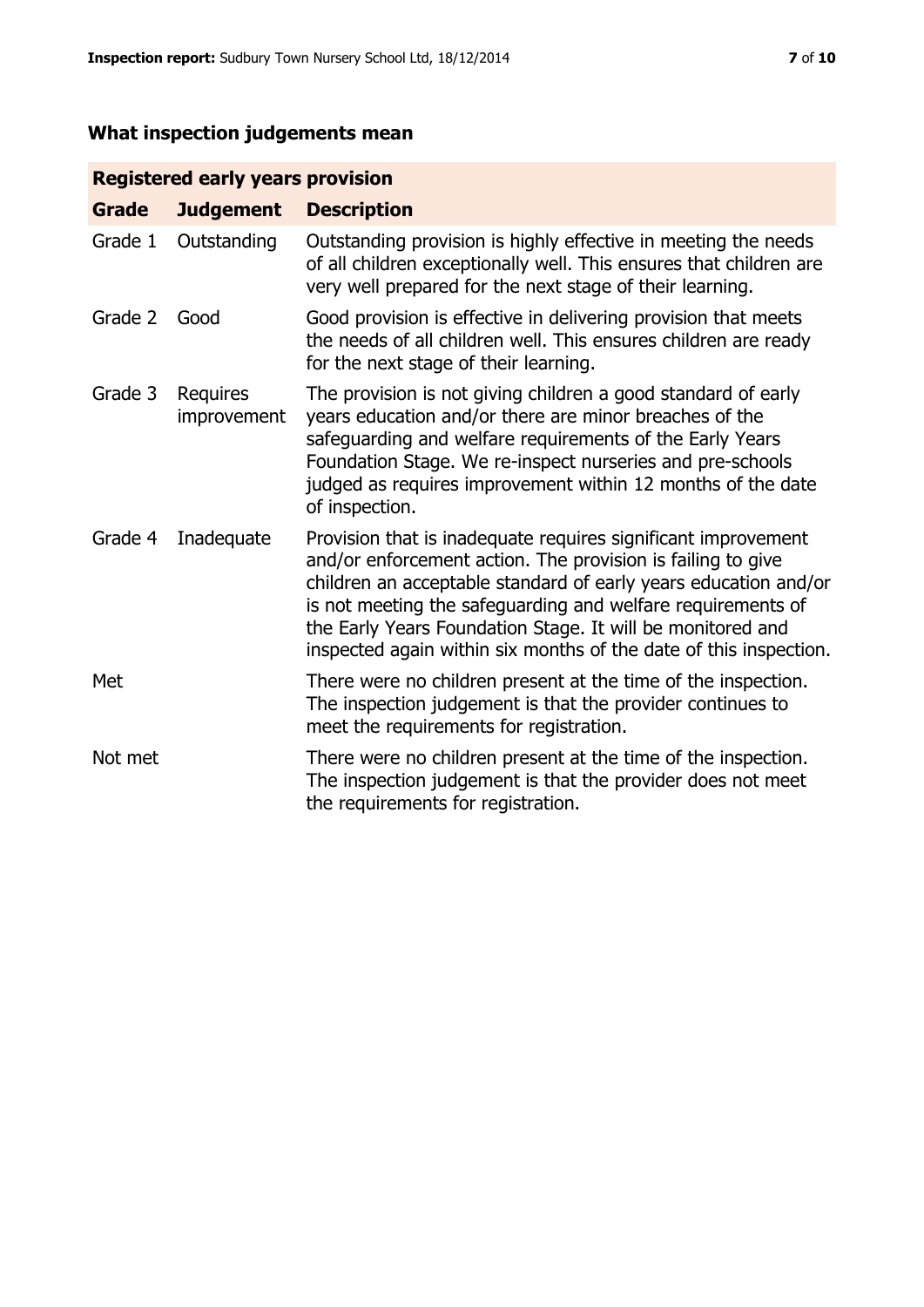## What inspection judgements mean

| Registered early years provision | | |
|---|---|---|
| **Grade** | **Judgement** | **Description** |
| Grade 1 | Outstanding | Outstanding provision is highly effective in meeting the needs of all children exceptionally well. This ensures that children are very well prepared for the next stage of their learning. |
| Grade 2 | Good | Good provision is effective in delivering provision that meets the needs of all children well. This ensures children are ready for the next stage of their learning. |
| Grade 3 | Requires improvement | The provision is not giving children a good standard of early years education and/or there are minor breaches of the safeguarding and welfare requirements of the Early Years Foundation Stage. We re-inspect nurseries and pre-schools judged as requires improvement within 12 months of the date of inspection. |
| Grade 4 | Inadequate | Provision that is inadequate requires significant improvement and/or enforcement action. The provision is failing to give children an acceptable standard of early years education and/or is not meeting the safeguarding and welfare requirements of the Early Years Foundation Stage. It will be monitored and inspected again within six months of the date of this inspection. |
| Met | | There were no children present at the time of the inspection. The inspection judgement is that the provider continues to meet the requirements for registration. |
| Not met | | There were no children present at the time of the inspection. The inspection judgement is that the provider does not meet the requirements for registration. |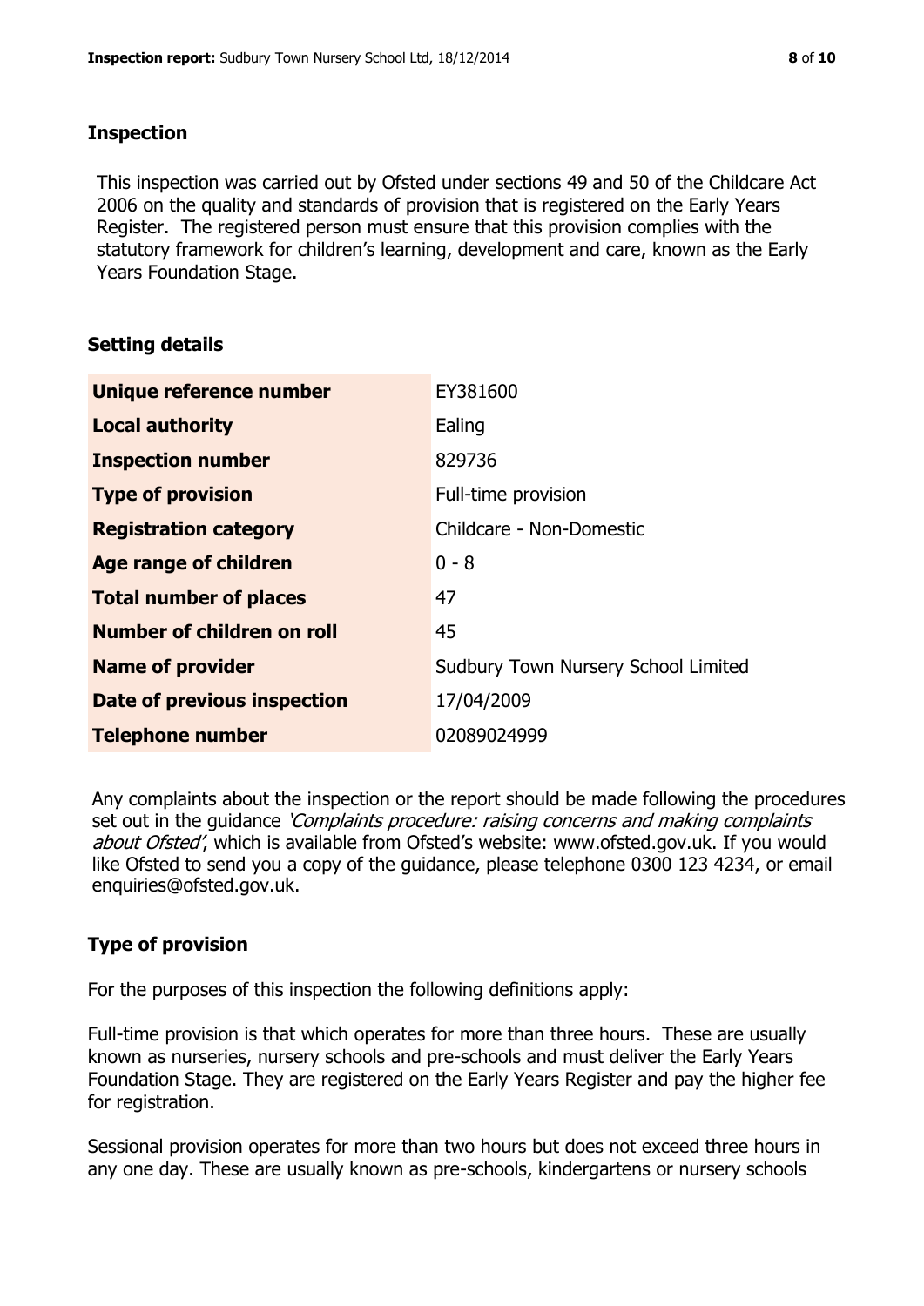## Inspection

This inspection was carried out by Ofsted under sections 49 and 50 of the Childcare Act 2006 on the quality and standards of provision that is registered on the Early Years Register. The registered person must ensure that this provision complies with the statutory framework for children's learning, development and care, known as the Early Years Foundation Stage.

## Setting details

| | |
|---|---|
| **Unique reference number** | EY381600 |
| **Local authority** | Ealing |
| **Inspection number** | 829736 |
| **Type of provision** | Full-time provision |
| **Registration category** | Childcare - Non-Domestic |
| **Age range of children** | 0 - 8 |
| **Total number of places** | 47 |
| **Number of children on roll** | 45 |
| **Name of provider** | Sudbury Town Nursery School Limited |
| **Date of previous inspection** | 17/04/2009 |
| **Telephone number** | 02089024999 |

Any complaints about the inspection or the report should be made following the procedures set out in the guidance *'Complaints procedure: raising concerns and making complaints about Ofsted'*, which is available from Ofsted's website: www.ofsted.gov.uk. If you would like Ofsted to send you a copy of the guidance, please telephone 0300 123 4234, or email enquiries@ofsted.gov.uk.

## Type of provision

For the purposes of this inspection the following definitions apply:

Full-time provision is that which operates for more than three hours. These are usually known as nurseries, nursery schools and pre-schools and must deliver the Early Years Foundation Stage. They are registered on the Early Years Register and pay the higher fee for registration.

Sessional provision operates for more than two hours but does not exceed three hours in any one day. These are usually known as pre-schools, kindergartens or nursery schools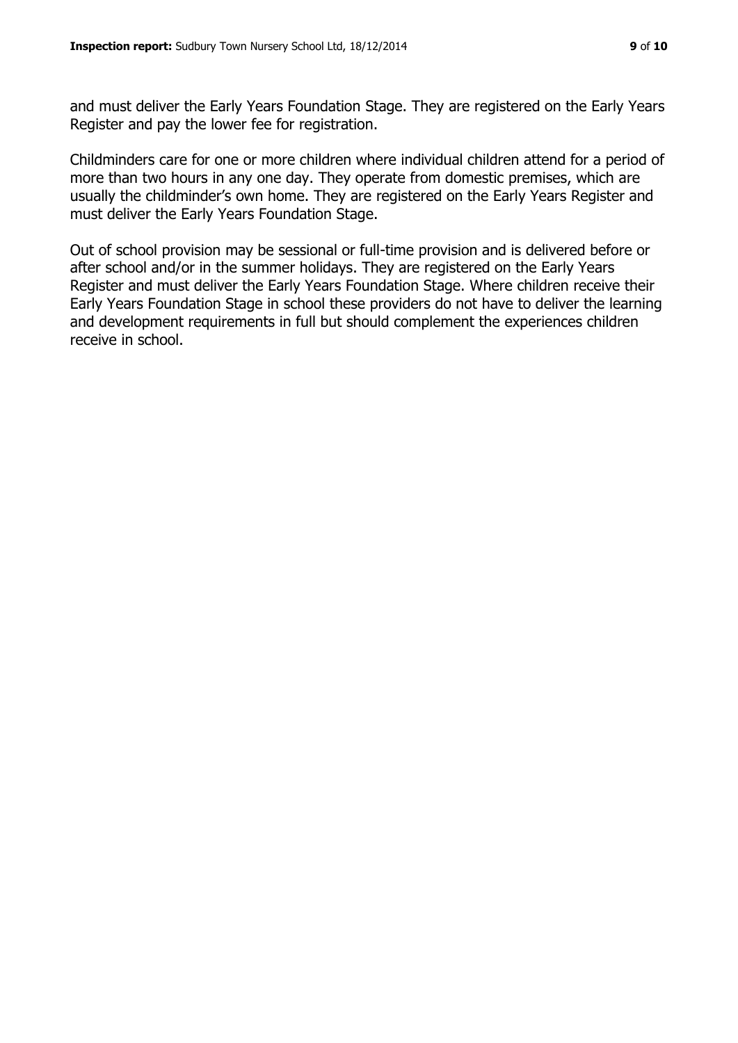and must deliver the Early Years Foundation Stage. They are registered on the Early Years Register and pay the lower fee for registration.

Childminders care for one or more children where individual children attend for a period of more than two hours in any one day. They operate from domestic premises, which are usually the childminder's own home. They are registered on the Early Years Register and must deliver the Early Years Foundation Stage.

Out of school provision may be sessional or full-time provision and is delivered before or after school and/or in the summer holidays. They are registered on the Early Years Register and must deliver the Early Years Foundation Stage. Where children receive their Early Years Foundation Stage in school these providers do not have to deliver the learning and development requirements in full but should complement the experiences children receive in school.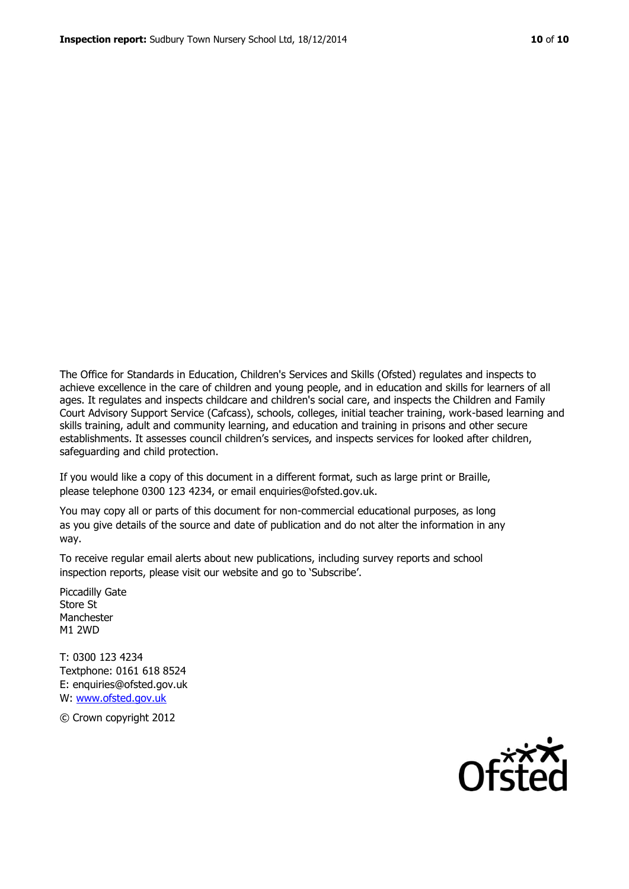The Office for Standards in Education, Children's Services and Skills (Ofsted) regulates and inspects to achieve excellence in the care of children and young people, and in education and skills for learners of all ages. It regulates and inspects childcare and children's social care, and inspects the Children and Family Court Advisory Support Service (Cafcass), schools, colleges, initial teacher training, work-based learning and skills training, adult and community learning, and education and training in prisons and other secure establishments. It assesses council children's services, and inspects services for looked after children, safeguarding and child protection.

If you would like a copy of this document in a different format, such as large print or Braille, please telephone 0300 123 4234, or email enquiries@ofsted.gov.uk.

You may copy all or parts of this document for non-commercial educational purposes, as long as you give details of the source and date of publication and do not alter the information in any way.

To receive regular email alerts about new publications, including survey reports and school inspection reports, please visit our website and go to 'Subscribe'.

Piccadilly Gate
Store St
Manchester
M1 2WD

T: 0300 123 4234
Textphone: 0161 618 8524
E: enquiries@ofsted.gov.uk
W: www.ofsted.gov.uk

© Crown copyright 2012